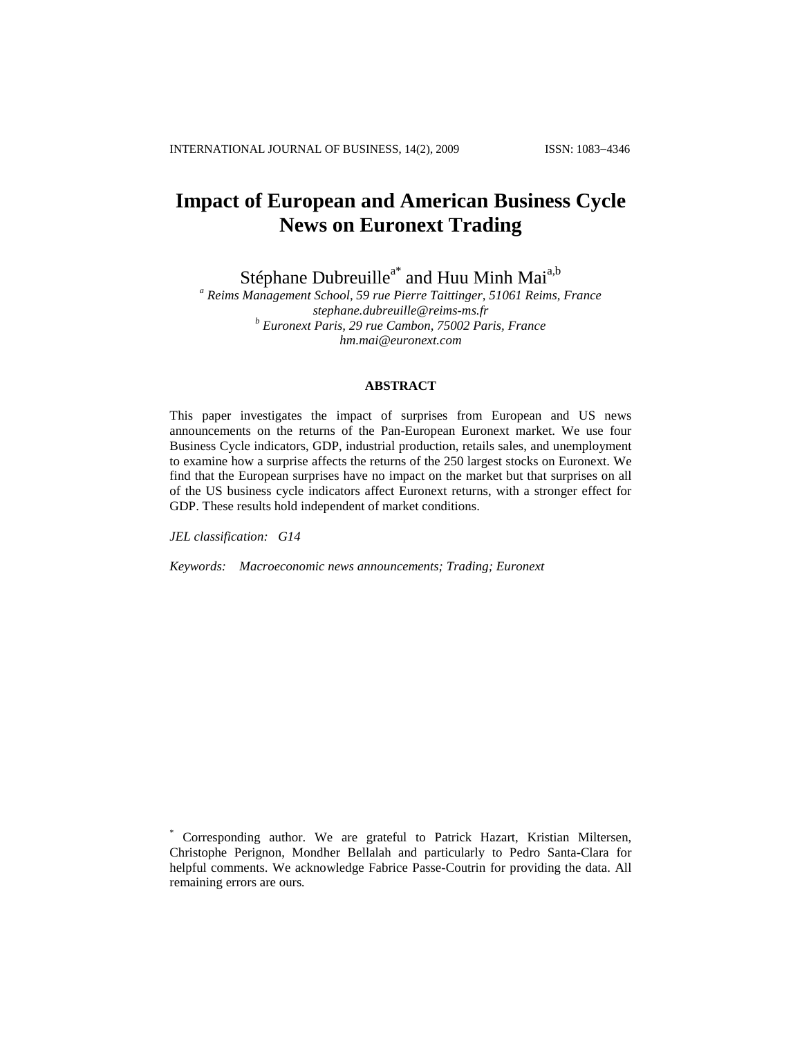# Impact of European and American Business Cycle News on Euronext Trading

Stéphane Dubreuille[a*] and Huu Minh Mai[a,b]

[a] *Reims Management School, 59 rue Pierre Taittinger, 51061 Reims, France*
*stephane.dubreuille@reims-ms.fr*
[b] *Euronext Paris, 29 rue Cambon, 75002 Paris, France*
*hm.mai@euronext.com*

### ABSTRACT

This paper investigates the impact of surprises from European and US news announcements on the returns of the Pan-European Euronext market. We use four Business Cycle indicators, GDP, industrial production, retails sales, and unemployment to examine how a surprise affects the returns of the 250 largest stocks on Euronext. We find that the European surprises have no impact on the market but that surprises on all of the US business cycle indicators affect Euronext returns, with a stronger effect for GDP. These results hold independent of market conditions.

*JEL classification:* *G14*

*Keywords:* *Macroeconomic news announcements; Trading; Euronext*

[*] Corresponding author. We are grateful to Patrick Hazart, Kristian Miltersen, Christophe Perignon, Mondher Bellalah and particularly to Pedro Santa-Clara for helpful comments. We acknowledge Fabrice Passe-Coutrin for providing the data. All remaining errors are ours.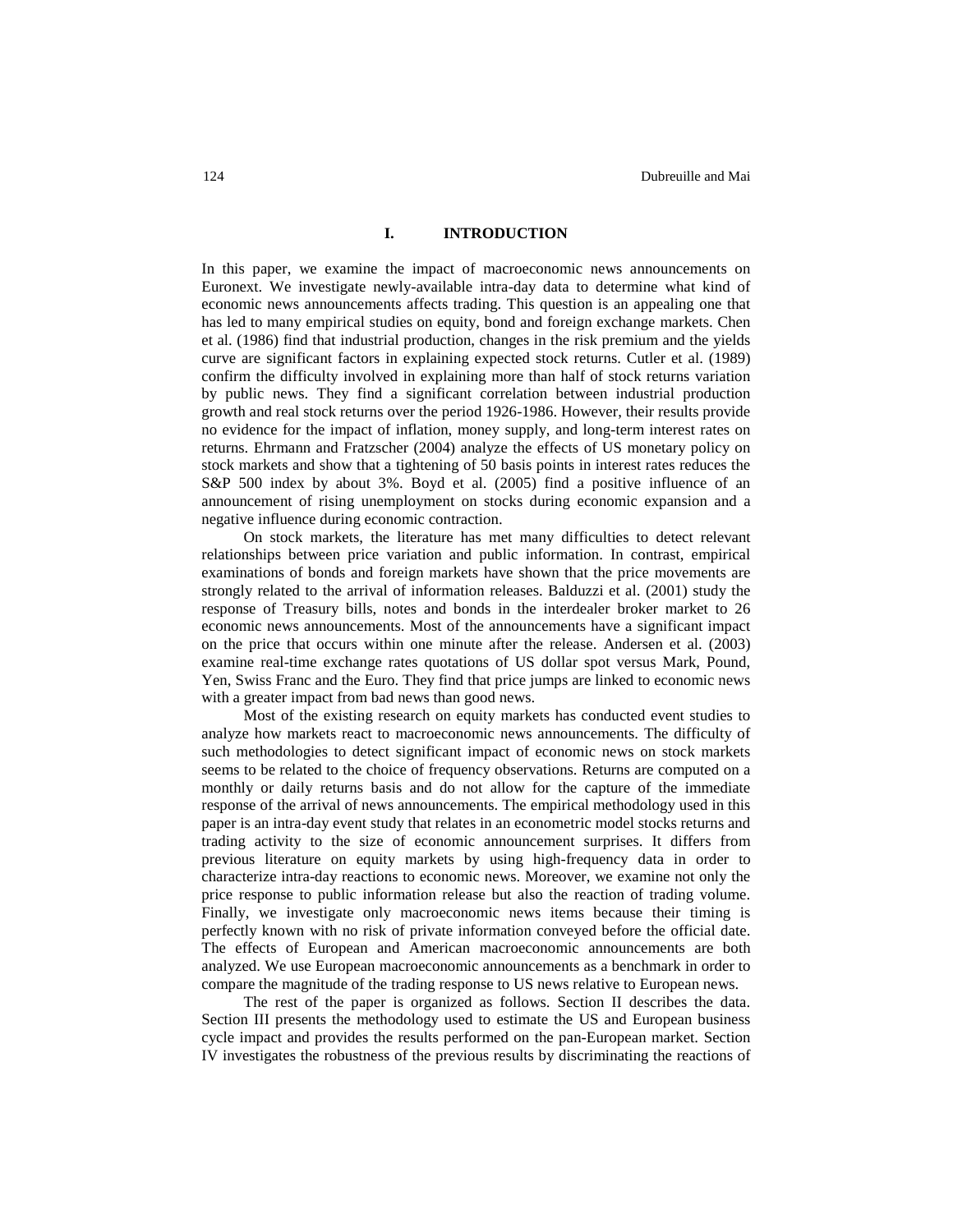## I. INTRODUCTION

In this paper, we examine the impact of macroeconomic news announcements on Euronext. We investigate newly-available intra-day data to determine what kind of economic news announcements affects trading. This question is an appealing one that has led to many empirical studies on equity, bond and foreign exchange markets. Chen et al. (1986) find that industrial production, changes in the risk premium and the yields curve are significant factors in explaining expected stock returns. Cutler et al. (1989) confirm the difficulty involved in explaining more than half of stock returns variation by public news. They find a significant correlation between industrial production growth and real stock returns over the period 1926-1986. However, their results provide no evidence for the impact of inflation, money supply, and long-term interest rates on returns. Ehrmann and Fratzscher (2004) analyze the effects of US monetary policy on stock markets and show that a tightening of 50 basis points in interest rates reduces the S&P 500 index by about 3%. Boyd et al. (2005) find a positive influence of an announcement of rising unemployment on stocks during economic expansion and a negative influence during economic contraction.

On stock markets, the literature has met many difficulties to detect relevant relationships between price variation and public information. In contrast, empirical examinations of bonds and foreign markets have shown that the price movements are strongly related to the arrival of information releases. Balduzzi et al. (2001) study the response of Treasury bills, notes and bonds in the interdealer broker market to 26 economic news announcements. Most of the announcements have a significant impact on the price that occurs within one minute after the release. Andersen et al. (2003) examine real-time exchange rates quotations of US dollar spot versus Mark, Pound, Yen, Swiss Franc and the Euro. They find that price jumps are linked to economic news with a greater impact from bad news than good news.

Most of the existing research on equity markets has conducted event studies to analyze how markets react to macroeconomic news announcements. The difficulty of such methodologies to detect significant impact of economic news on stock markets seems to be related to the choice of frequency observations. Returns are computed on a monthly or daily returns basis and do not allow for the capture of the immediate response of the arrival of news announcements. The empirical methodology used in this paper is an intra-day event study that relates in an econometric model stocks returns and trading activity to the size of economic announcement surprises. It differs from previous literature on equity markets by using high-frequency data in order to characterize intra-day reactions to economic news. Moreover, we examine not only the price response to public information release but also the reaction of trading volume. Finally, we investigate only macroeconomic news items because their timing is perfectly known with no risk of private information conveyed before the official date. The effects of European and American macroeconomic announcements are both analyzed. We use European macroeconomic announcements as a benchmark in order to compare the magnitude of the trading response to US news relative to European news.

The rest of the paper is organized as follows. Section II describes the data. Section III presents the methodology used to estimate the US and European business cycle impact and provides the results performed on the pan-European market. Section IV investigates the robustness of the previous results by discriminating the reactions of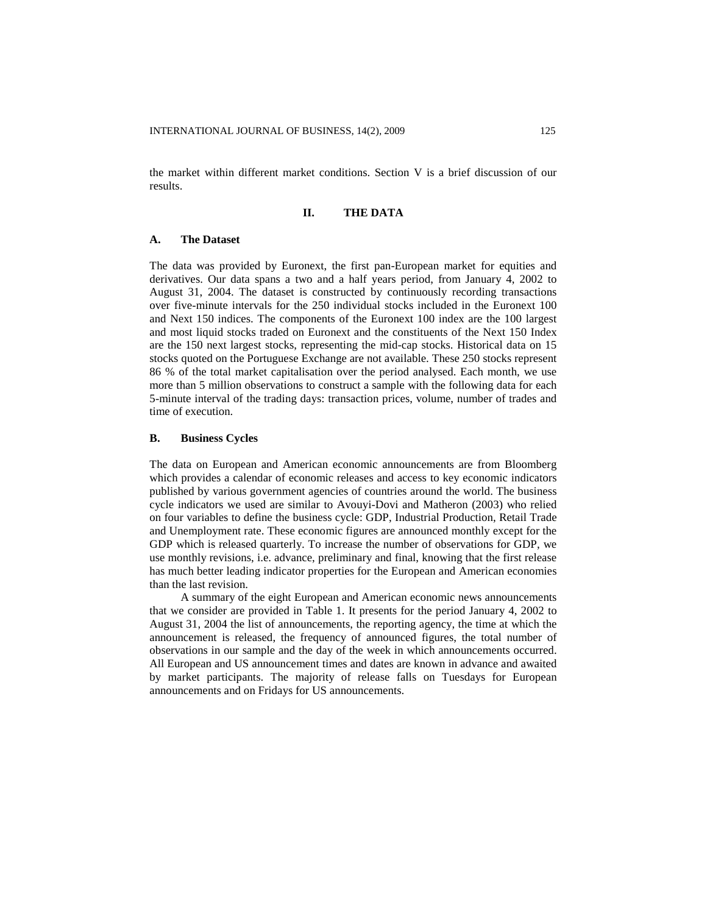the market within different market conditions. Section V is a brief discussion of our results.

## II. THE DATA

### A. The Dataset

The data was provided by Euronext, the first pan-European market for equities and derivatives. Our data spans a two and a half years period, from January 4, 2002 to August 31, 2004. The dataset is constructed by continuously recording transactions over five-minute intervals for the 250 individual stocks included in the Euronext 100 and Next 150 indices. The components of the Euronext 100 index are the 100 largest and most liquid stocks traded on Euronext and the constituents of the Next 150 Index are the 150 next largest stocks, representing the mid-cap stocks. Historical data on 15 stocks quoted on the Portuguese Exchange are not available. These 250 stocks represent 86 % of the total market capitalisation over the period analysed. Each month, we use more than 5 million observations to construct a sample with the following data for each 5-minute interval of the trading days: transaction prices, volume, number of trades and time of execution.

### B. Business Cycles

The data on European and American economic announcements are from Bloomberg which provides a calendar of economic releases and access to key economic indicators published by various government agencies of countries around the world. The business cycle indicators we used are similar to Avouyi-Dovi and Matheron (2003) who relied on four variables to define the business cycle: GDP, Industrial Production, Retail Trade and Unemployment rate. These economic figures are announced monthly except for the GDP which is released quarterly. To increase the number of observations for GDP, we use monthly revisions, i.e. advance, preliminary and final, knowing that the first release has much better leading indicator properties for the European and American economies than the last revision.

A summary of the eight European and American economic news announcements that we consider are provided in Table 1. It presents for the period January 4, 2002 to August 31, 2004 the list of announcements, the reporting agency, the time at which the announcement is released, the frequency of announced figures, the total number of observations in our sample and the day of the week in which announcements occurred. All European and US announcement times and dates are known in advance and awaited by market participants. The majority of release falls on Tuesdays for European announcements and on Fridays for US announcements.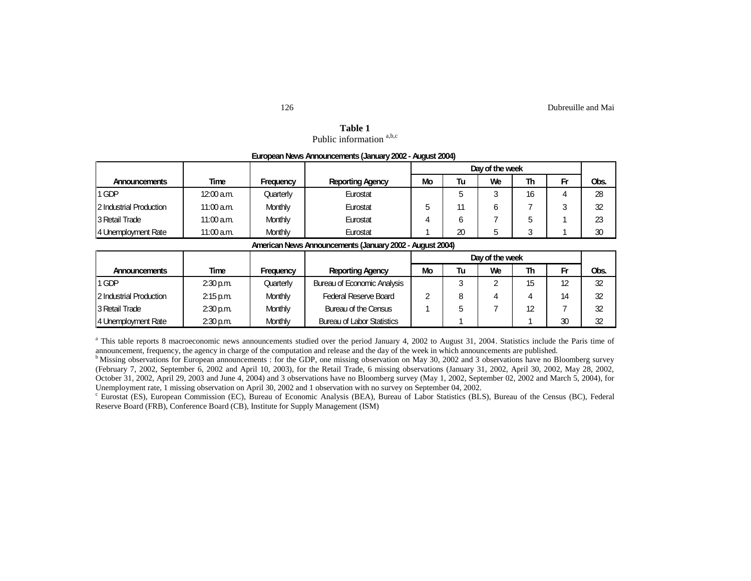**Table 1**
Public information [a,b,c]

**European News Announcements (January 2002 - August 2004)**

| Announcements | Time | Frequency | Reporting Agency | Day of the week | | | | | Obs. |
|---|---|---|---|---|---|---|---|---|---|
| | | | | Mo | Tu | We | Th | Fr | |
| 1 GDP | 12:00 a.m. | Quarterly | Eurostat | | 5 | 3 | 16 | 4 | 28 |
| 2 Industrial Production | 11:00 a.m. | Monthly | Eurostat | 5 | 11 | 6 | 7 | 3 | 32 |
| 3 Retail Trade | 11:00 a.m. | Monthly | Eurostat | 4 | 6 | 7 | 5 | 1 | 23 |
| 4 Unemployment Rate | 11:00 a.m. | Monthly | Eurostat | 1 | 20 | 5 | 3 | 1 | 30 |

**American News Announcements (January 2002 - August 2004)**

| Announcements | Time | Frequency | Reporting Agency | Day of the week | | | | | Obs. |
|---|---|---|---|---|---|---|---|---|---|
| | | | | Mo | Tu | We | Th | Fr | |
| 1 GDP | 2:30 p.m. | Quarterly | Bureau of Economic Analysis | | 3 | 2 | 15 | 12 | 32 |
| 2 Industrial Production | 2:15 p.m. | Monthly | Federal Reserve Board | 2 | 8 | 4 | 4 | 14 | 32 |
| 3 Retail Trade | 2:30 p.m. | Monthly | Bureau of the Census | 1 | 5 | 7 | 12 | 7 | 32 |
| 4 Unemployment Rate | 2:30 p.m. | Monthly | Bureau of Labor Statistics | | 1 | | 1 | 30 | 32 |

[a] This table reports 8 macroeconomic news announcements studied over the period January 4, 2002 to August 31, 2004. Statistics include the Paris time of announcement, frequency, the agency in charge of the computation and release and the day of the week in which announcements are published.

[b] Missing observations for European announcements : for the GDP, one missing observation on May 30, 2002 and 3 observations have no Bloomberg survey (February 7, 2002, September 6, 2002 and April 10, 2003), for the Retail Trade, 6 missing observations (January 31, 2002, April 30, 2002, May 28, 2002, October 31, 2002, April 29, 2003 and June 4, 2004) and 3 observations have no Bloomberg survey (May 1, 2002, September 02, 2002 and March 5, 2004), for Unemployment rate, 1 missing observation on April 30, 2002 and 1 observation with no survey on September 04, 2002.

[c] Eurostat (ES), European Commission (EC), Bureau of Economic Analysis (BEA), Bureau of Labor Statistics (BLS), Bureau of the Census (BC), Federal Reserve Board (FRB), Conference Board (CB), Institute for Supply Management (ISM)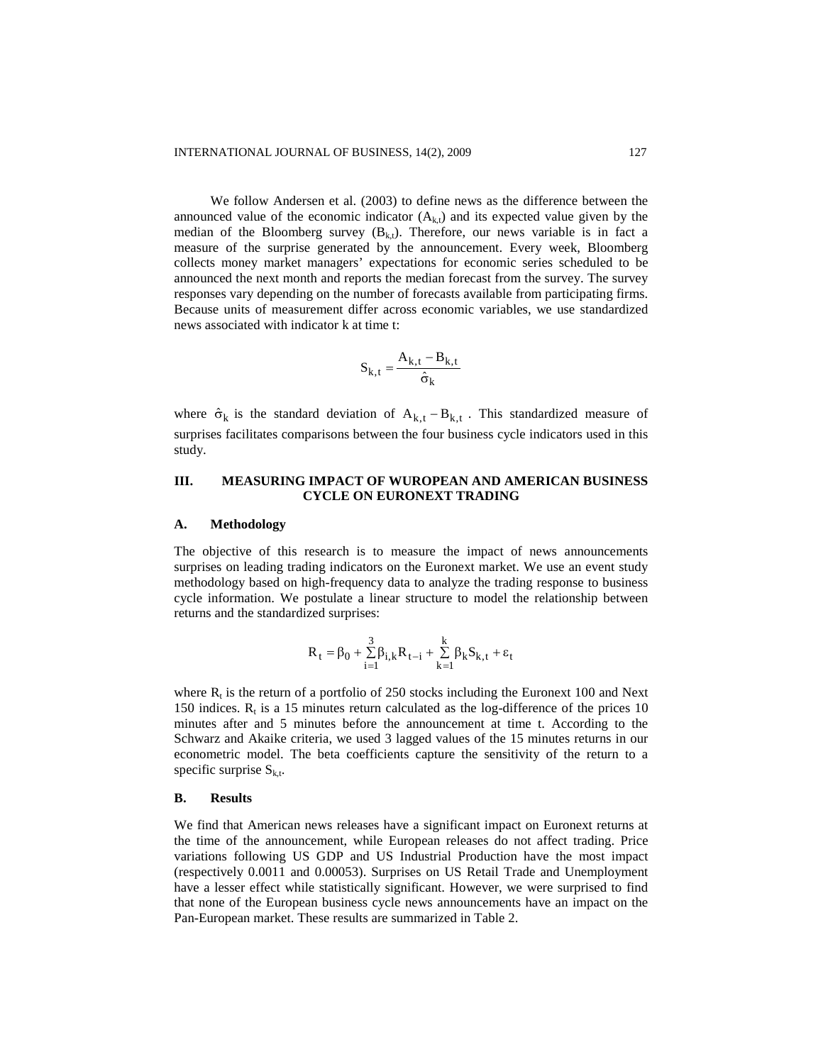We follow Andersen et al. (2003) to define news as the difference between the announced value of the economic indicator ($A_{k,t}$) and its expected value given by the median of the Bloomberg survey ($B_{k,t}$). Therefore, our news variable is in fact a measure of the surprise generated by the announcement. Every week, Bloomberg collects money market managers' expectations for economic series scheduled to be announced the next month and reports the median forecast from the survey. The survey responses vary depending on the number of forecasts available from participating firms. Because units of measurement differ across economic variables, we use standardized news associated with indicator k at time t:

$$S_{k,t} = \frac{A_{k,t} - B_{k,t}}{\hat{\sigma}_k}$$

where $\hat{\sigma}_k$ is the standard deviation of $A_{k,t} - B_{k,t}$. This standardized measure of surprises facilitates comparisons between the four business cycle indicators used in this study.

## III. MEASURING IMPACT OF WUROPEAN AND AMERICAN BUSINESS CYCLE ON EURONEXT TRADING

### A. Methodology

The objective of this research is to measure the impact of news announcements surprises on leading trading indicators on the Euronext market. We use an event study methodology based on high-frequency data to analyze the trading response to business cycle information. We postulate a linear structure to model the relationship between returns and the standardized surprises:

$$R_t = \beta_0 + \sum_{i=1}^{3} \beta_{i,k} R_{t-i} + \sum_{k=1}^{k} \beta_k S_{k,t} + \varepsilon_t$$

where $R_t$ is the return of a portfolio of 250 stocks including the Euronext 100 and Next 150 indices. $R_t$ is a 15 minutes return calculated as the log-difference of the prices 10 minutes after and 5 minutes before the announcement at time t. According to the Schwarz and Akaike criteria, we used 3 lagged values of the 15 minutes returns in our econometric model. The beta coefficients capture the sensitivity of the return to a specific surprise $S_{k,t}$.

### B. Results

We find that American news releases have a significant impact on Euronext returns at the time of the announcement, while European releases do not affect trading. Price variations following US GDP and US Industrial Production have the most impact (respectively 0.0011 and 0.00053). Surprises on US Retail Trade and Unemployment have a lesser effect while statistically significant. However, we were surprised to find that none of the European business cycle news announcements have an impact on the Pan-European market. These results are summarized in Table 2.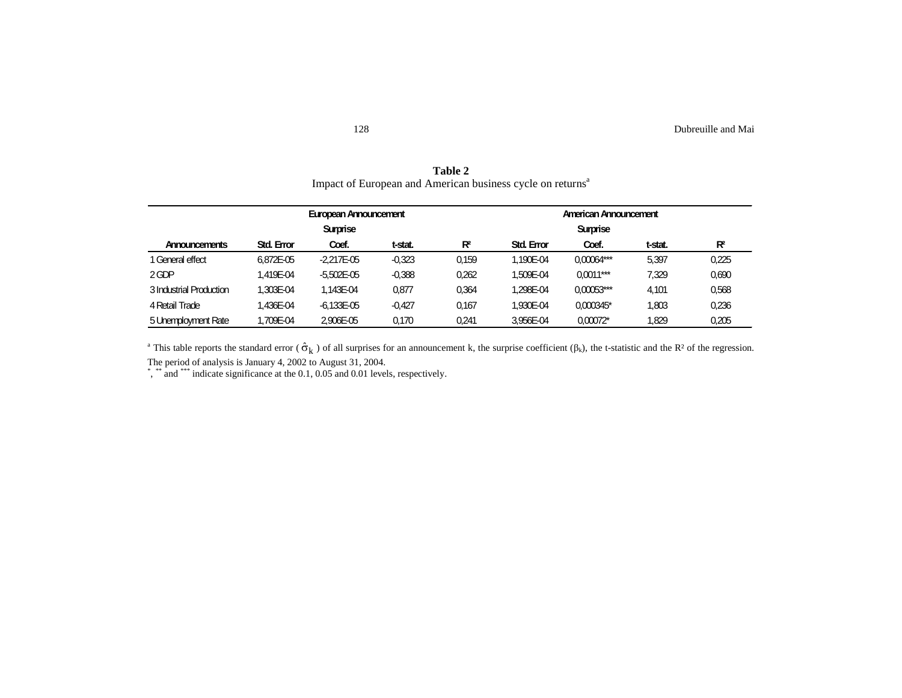**Table 2**
Impact of European and American business cycle on returns[a]

| | European Announcement | | | | American Announcement | | | |
|---|---|---|---|---|---|---|---|---|
| | | Surprise | | | | Surprise | | |
| Announcements | Std. Error | Coef. | t-stat. | R² | Std. Error | Coef. | t-stat. | R² |
| 1 General effect | 6,872E-05 | -2,217E-05 | -0,323 | 0,159 | 1,190E-04 | 0,00064*** | 5,397 | 0,225 |
| 2 GDP | 1,419E-04 | -5,502E-05 | -0,388 | 0,262 | 1,509E-04 | 0,0011*** | 7,329 | 0,690 |
| 3 Industrial Production | 1,303E-04 | 1,143E-04 | 0,877 | 0,364 | 1,298E-04 | 0,00053*** | 4,101 | 0,568 |
| 4 Retail Trade | 1,436E-04 | -6,133E-05 | -0,427 | 0,167 | 1,930E-04 | 0,000345* | 1,803 | 0,236 |
| 5 Unemployment Rate | 1,709E-04 | 2,906E-05 | 0,170 | 0,241 | 3,956E-04 | 0,00072* | 1,829 | 0,205 |

[a] This table reports the standard error ( $\hat{\sigma}_k$ ) of all surprises for an announcement k, the surprise coefficient ($\beta_k$), the t-statistic and the R² of the regression. The period of analysis is January 4, 2002 to August 31, 2004.
*, ** and *** indicate significance at the 0.1, 0.05 and 0.01 levels, respectively.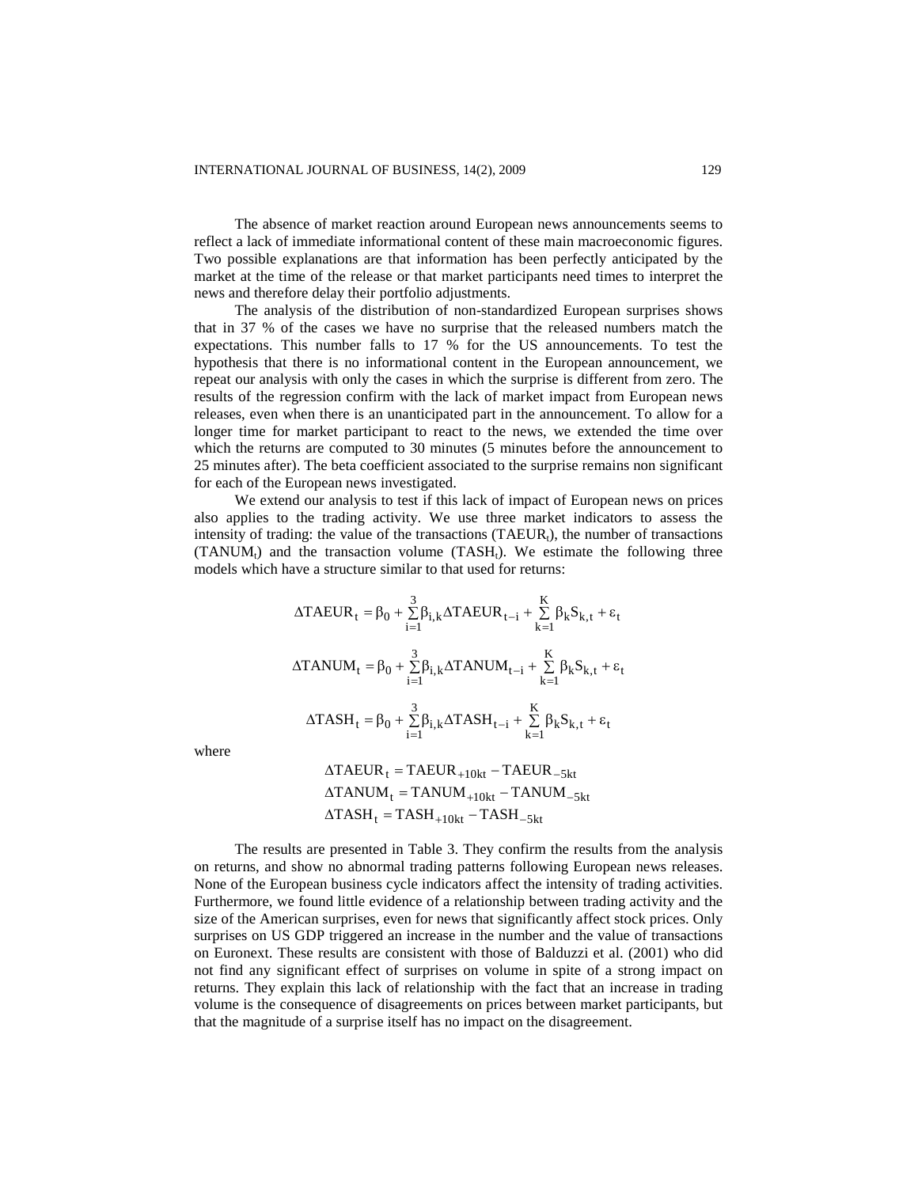The absence of market reaction around European news announcements seems to reflect a lack of immediate informational content of these main macroeconomic figures. Two possible explanations are that information has been perfectly anticipated by the market at the time of the release or that market participants need times to interpret the news and therefore delay their portfolio adjustments.

The analysis of the distribution of non-standardized European surprises shows that in 37 % of the cases we have no surprise that the released numbers match the expectations. This number falls to 17 % for the US announcements. To test the hypothesis that there is no informational content in the European announcement, we repeat our analysis with only the cases in which the surprise is different from zero. The results of the regression confirm with the lack of market impact from European news releases, even when there is an unanticipated part in the announcement. To allow for a longer time for market participant to react to the news, we extended the time over which the returns are computed to 30 minutes (5 minutes before the announcement to 25 minutes after). The beta coefficient associated to the surprise remains non significant for each of the European news investigated.

We extend our analysis to test if this lack of impact of European news on prices also applies to the trading activity. We use three market indicators to assess the intensity of trading: the value of the transactions ($TAEUR_t$), the number of transactions ($TANUM_t$) and the transaction volume ($TASH_t$). We estimate the following three models which have a structure similar to that used for returns:

$$\Delta TAEUR_t = \beta_0 + \sum_{i=1}^{3}\beta_{i,k}\Delta TAEUR_{t-i} + \sum_{k=1}^{K}\beta_k S_{k,t} + \varepsilon_t$$

$$\Delta TANUM_t = \beta_0 + \sum_{i=1}^{3}\beta_{i,k}\Delta TANUM_{t-i} + \sum_{k=1}^{K}\beta_k S_{k,t} + \varepsilon_t$$

$$\Delta TASH_t = \beta_0 + \sum_{i=1}^{3}\beta_{i,k}\Delta TASH_{t-i} + \sum_{k=1}^{K}\beta_k S_{k,t} + \varepsilon_t$$

where

$$\Delta TAEUR_t = TAEUR_{+10kt} - TAEUR_{-5kt}$$
$$\Delta TANUM_t = TANUM_{+10kt} - TANUM_{-5kt}$$
$$\Delta TASH_t = TASH_{+10kt} - TASH_{-5kt}$$

The results are presented in Table 3. They confirm the results from the analysis on returns, and show no abnormal trading patterns following European news releases. None of the European business cycle indicators affect the intensity of trading activities. Furthermore, we found little evidence of a relationship between trading activity and the size of the American surprises, even for news that significantly affect stock prices. Only surprises on US GDP triggered an increase in the number and the value of transactions on Euronext. These results are consistent with those of Balduzzi et al. (2001) who did not find any significant effect of surprises on volume in spite of a strong impact on returns. They explain this lack of relationship with the fact that an increase in trading volume is the consequence of disagreements on prices between market participants, but that the magnitude of a surprise itself has no impact on the disagreement.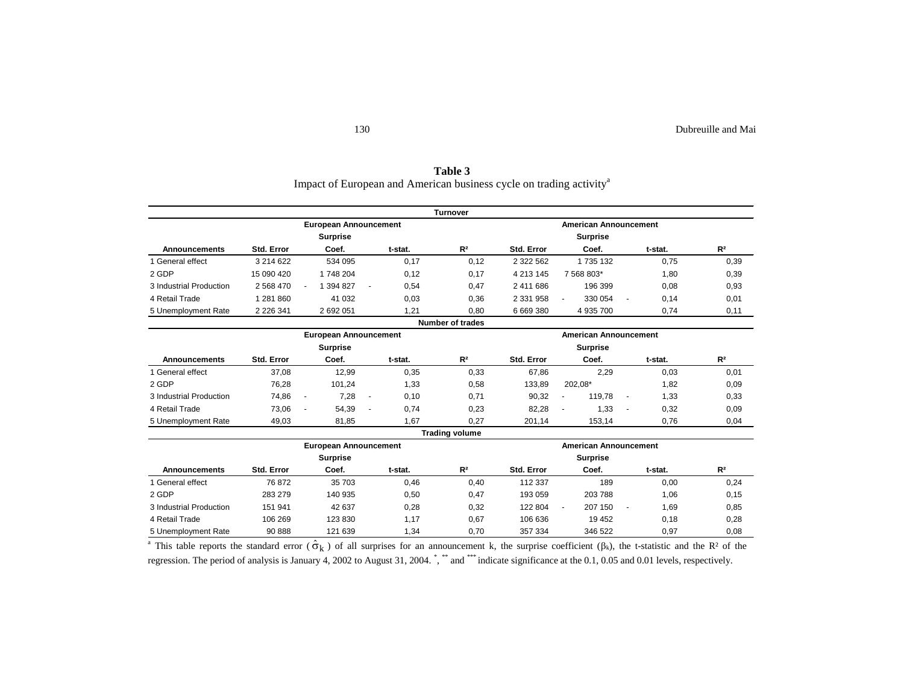**Table 3**
Impact of European and American business cycle on trading activity[a]

| Turnover | | | | | | | | |
|---|---|---|---|---|---|---|---|---|
| | European Announcement | | | | American Announcement | | | |
| | | Surprise | | | | Surprise | | |
| Announcements | Std. Error | Coef. | t-stat. | R² | Std. Error | Coef. | t-stat. | R² |
| 1 General effect | 3 214 622 | 534 095 | 0,17 | 0,12 | 2 322 562 | 1 735 132 | 0,75 | 0,39 |
| 2 GDP | 15 090 420 | 1 748 204 | 0,12 | 0,17 | 4 213 145 | 7 568 803* | 1,80 | 0,39 |
| 3 Industrial Production | 2 568 470 | - 1 394 827 | - 0,54 | 0,47 | 2 411 686 | 196 399 | 0,08 | 0,93 |
| 4 Retail Trade | 1 281 860 | 41 032 | 0,03 | 0,36 | 2 331 958 | - 330 054 | - 0,14 | 0,01 |
| 5 Unemployment Rate | 2 226 341 | 2 692 051 | 1,21 | 0,80 | 6 669 380 | 4 935 700 | 0,74 | 0,11 |
| **Number of trades** | | | | | | | | |
| | European Announcement | | | | American Announcement | | | |
| | | Surprise | | | | Surprise | | |
| Announcements | Std. Error | Coef. | t-stat. | R² | Std. Error | Coef. | t-stat. | R² |
| 1 General effect | 37,08 | 12,99 | 0,35 | 0,33 | 67,86 | 2,29 | 0,03 | 0,01 |
| 2 GDP | 76,28 | 101,24 | 1,33 | 0,58 | 133,89 | 202,08* | 1,82 | 0,09 |
| 3 Industrial Production | 74,86 | - 7,28 | - 0,10 | 0,71 | 90,32 | - 119,78 | - 1,33 | 0,33 |
| 4 Retail Trade | 73,06 | - 54,39 | - 0,74 | 0,23 | 82,28 | - 1,33 | - 0,32 | 0,09 |
| 5 Unemployment Rate | 49,03 | 81,85 | 1,67 | 0,27 | 201,14 | 153,14 | 0,76 | 0,04 |
| **Trading volume** | | | | | | | | |
| | European Announcement | | | | American Announcement | | | |
| | | Surprise | | | | Surprise | | |
| Announcements | Std. Error | Coef. | t-stat. | R² | Std. Error | Coef. | t-stat. | R² |
| 1 General effect | 76 872 | 35 703 | 0,46 | 0,40 | 112 337 | 189 | 0,00 | 0,24 |
| 2 GDP | 283 279 | 140 935 | 0,50 | 0,47 | 193 059 | 203 788 | 1,06 | 0,15 |
| 3 Industrial Production | 151 941 | 42 637 | 0,28 | 0,32 | 122 804 | - 207 150 | - 1,69 | 0,85 |
| 4 Retail Trade | 106 269 | 123 830 | 1,17 | 0,67 | 106 636 | 19 452 | 0,18 | 0,28 |
| 5 Unemployment Rate | 90 888 | 121 639 | 1,34 | 0,70 | 357 334 | 346 522 | 0,97 | 0,08 |

[a] This table reports the standard error ($\hat{\sigma}_k$) of all surprises for an announcement k, the surprise coefficient ($\beta_k$), the t-statistic and the $R^2$ of the regression. The period of analysis is January 4, 2002 to August 31, 2004. *, ** and *** indicate significance at the 0.1, 0.05 and 0.01 levels, respectively.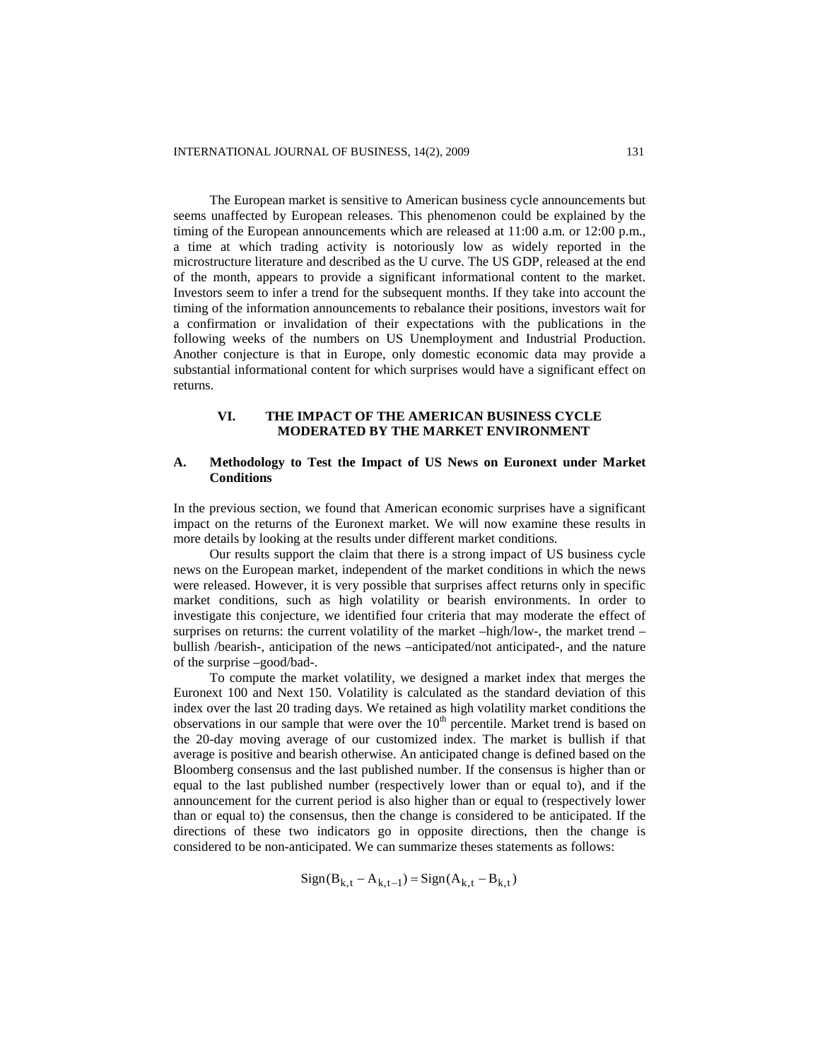The European market is sensitive to American business cycle announcements but seems unaffected by European releases. This phenomenon could be explained by the timing of the European announcements which are released at 11:00 a.m. or 12:00 p.m., a time at which trading activity is notoriously low as widely reported in the microstructure literature and described as the U curve. The US GDP, released at the end of the month, appears to provide a significant informational content to the market. Investors seem to infer a trend for the subsequent months. If they take into account the timing of the information announcements to rebalance their positions, investors wait for a confirmation or invalidation of their expectations with the publications in the following weeks of the numbers on US Unemployment and Industrial Production. Another conjecture is that in Europe, only domestic economic data may provide a substantial informational content for which surprises would have a significant effect on returns.

## VI. THE IMPACT OF THE AMERICAN BUSINESS CYCLE MODERATED BY THE MARKET ENVIRONMENT

### A. Methodology to Test the Impact of US News on Euronext under Market Conditions

In the previous section, we found that American economic surprises have a significant impact on the returns of the Euronext market. We will now examine these results in more details by looking at the results under different market conditions.

Our results support the claim that there is a strong impact of US business cycle news on the European market, independent of the market conditions in which the news were released. However, it is very possible that surprises affect returns only in specific market conditions, such as high volatility or bearish environments. In order to investigate this conjecture, we identified four criteria that may moderate the effect of surprises on returns: the current volatility of the market –high/low-, the market trend –bullish /bearish-, anticipation of the news –anticipated/not anticipated-, and the nature of the surprise –good/bad-.

To compute the market volatility, we designed a market index that merges the Euronext 100 and Next 150. Volatility is calculated as the standard deviation of this index over the last 20 trading days. We retained as high volatility market conditions the observations in our sample that were over the $10^{th}$ percentile. Market trend is based on the 20-day moving average of our customized index. The market is bullish if that average is positive and bearish otherwise. An anticipated change is defined based on the Bloomberg consensus and the last published number. If the consensus is higher than or equal to the last published number (respectively lower than or equal to), and if the announcement for the current period is also higher than or equal to (respectively lower than or equal to) the consensus, then the change is considered to be anticipated. If the directions of these two indicators go in opposite directions, then the change is considered to be non-anticipated. We can summarize theses statements as follows:

$$\text{Sign}(B_{k,t} - A_{k,t-1}) = \text{Sign}(A_{k,t} - B_{k,t})$$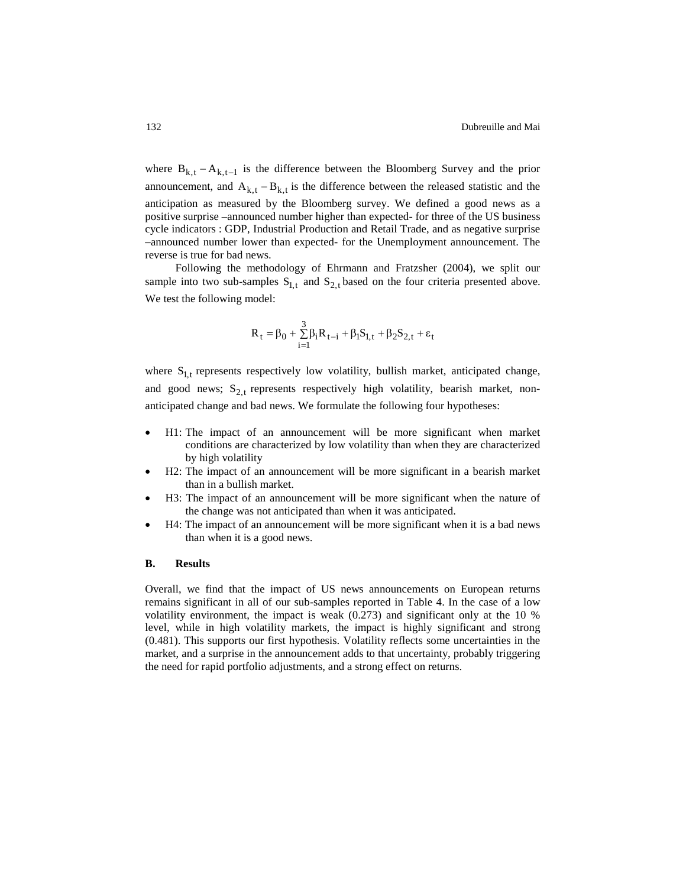where $B_{k,t} - A_{k,t-1}$ is the difference between the Bloomberg Survey and the prior announcement, and $A_{k,t} - B_{k,t}$ is the difference between the released statistic and the anticipation as measured by the Bloomberg survey. We defined a good news as a positive surprise –announced number higher than expected- for three of the US business cycle indicators : GDP, Industrial Production and Retail Trade, and as negative surprise –announced number lower than expected- for the Unemployment announcement. The reverse is true for bad news.

Following the methodology of Ehrmann and Fratzsher (2004), we split our sample into two sub-samples $S_{1,t}$ and $S_{2,t}$ based on the four criteria presented above. We test the following model:

$$R_t = \beta_0 + \sum_{i=1}^{3} \beta_i R_{t-i} + \beta_1 S_{1,t} + \beta_2 S_{2,t} + \varepsilon_t$$

where $S_{1,t}$ represents respectively low volatility, bullish market, anticipated change, and good news; $S_{2,t}$ represents respectively high volatility, bearish market, non-anticipated change and bad news. We formulate the following four hypotheses:

- H1: The impact of an announcement will be more significant when market conditions are characterized by low volatility than when they are characterized by high volatility
- H2: The impact of an announcement will be more significant in a bearish market than in a bullish market.
- H3: The impact of an announcement will be more significant when the nature of the change was not anticipated than when it was anticipated.
- H4: The impact of an announcement will be more significant when it is a bad news than when it is a good news.

### B. Results

Overall, we find that the impact of US news announcements on European returns remains significant in all of our sub-samples reported in Table 4. In the case of a low volatility environment, the impact is weak (0.273) and significant only at the 10 % level, while in high volatility markets, the impact is highly significant and strong (0.481). This supports our first hypothesis. Volatility reflects some uncertainties in the market, and a surprise in the announcement adds to that uncertainty, probably triggering the need for rapid portfolio adjustments, and a strong effect on returns.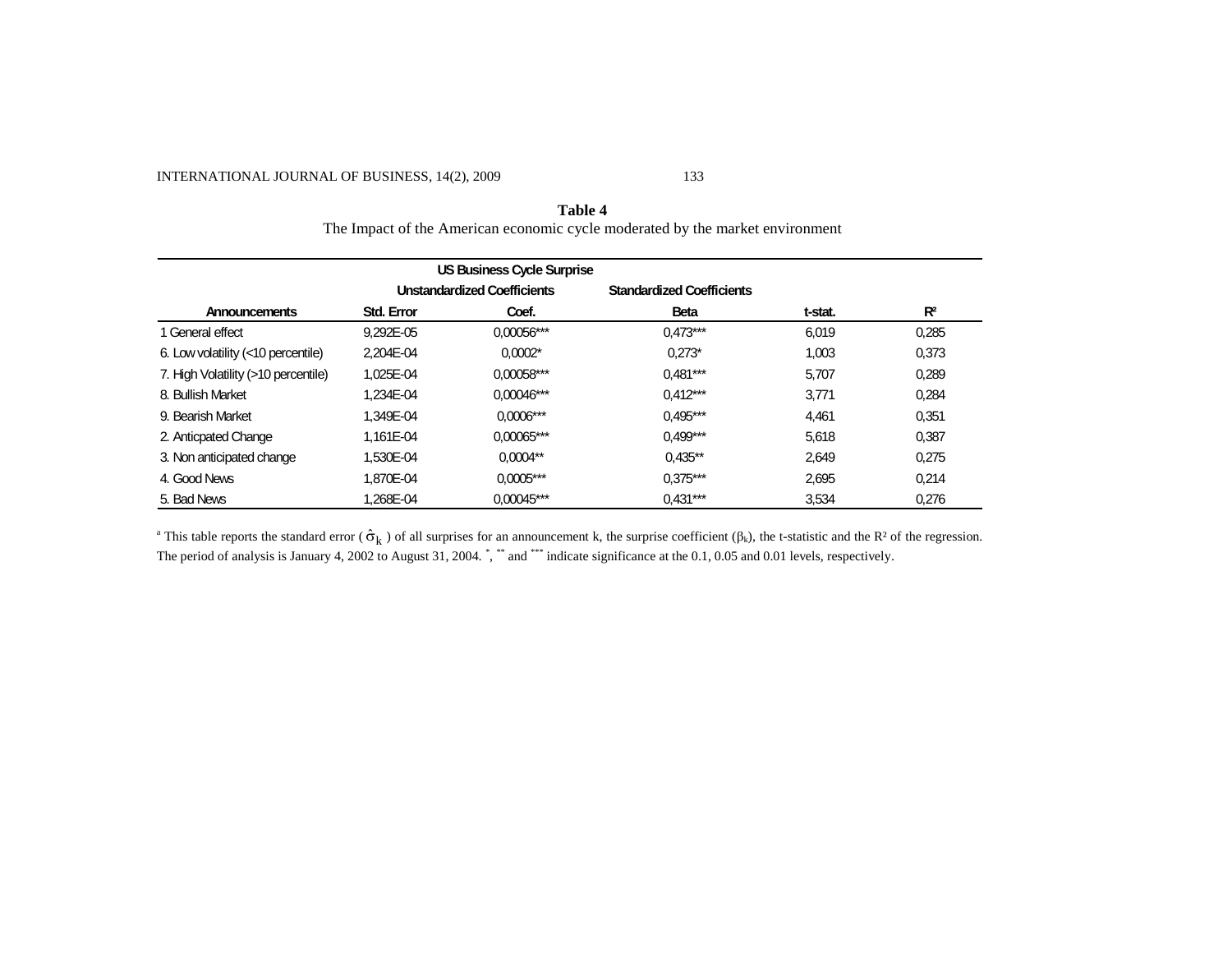**Table 4**
The Impact of the American economic cycle moderated by the market environment

| | US Business Cycle Surprise | | | | |
|---|---|---|---|---|---|
| | Unstandardized Coefficients | | Standardized Coefficients | | |
| Announcements | Std. Error | Coef. | Beta | t-stat. | R² |
| 1 General effect | 9,292E-05 | 0,00056*** | 0,473*** | 6,019 | 0,285 |
| 6. Low volatility (<10 percentile) | 2,204E-04 | 0,0002* | 0,273* | 1,003 | 0,373 |
| 7. High Volatility (>10 percentile) | 1,025E-04 | 0,00058*** | 0,481*** | 5,707 | 0,289 |
| 8. Bullish Market | 1,234E-04 | 0,00046*** | 0,412*** | 3,771 | 0,284 |
| 9. Bearish Market | 1,349E-04 | 0,0006*** | 0,495*** | 4,461 | 0,351 |
| 2. Anticpated Change | 1,161E-04 | 0,00065*** | 0,499*** | 5,618 | 0,387 |
| 3. Non anticipated change | 1,530E-04 | 0,0004** | 0,435** | 2,649 | 0,275 |
| 4. Good News | 1,870E-04 | 0,0005*** | 0,375*** | 2,695 | 0,214 |
| 5. Bad News | 1,268E-04 | 0,00045*** | 0,431*** | 3,534 | 0,276 |

[a] This table reports the standard error ( $\hat{\sigma}_k$ ) of all surprises for an announcement k, the surprise coefficient ($\beta_k$), the t-statistic and the R² of the regression. The period of analysis is January 4, 2002 to August 31, 2004. *, ** and *** indicate significance at the 0.1, 0.05 and 0.01 levels, respectively.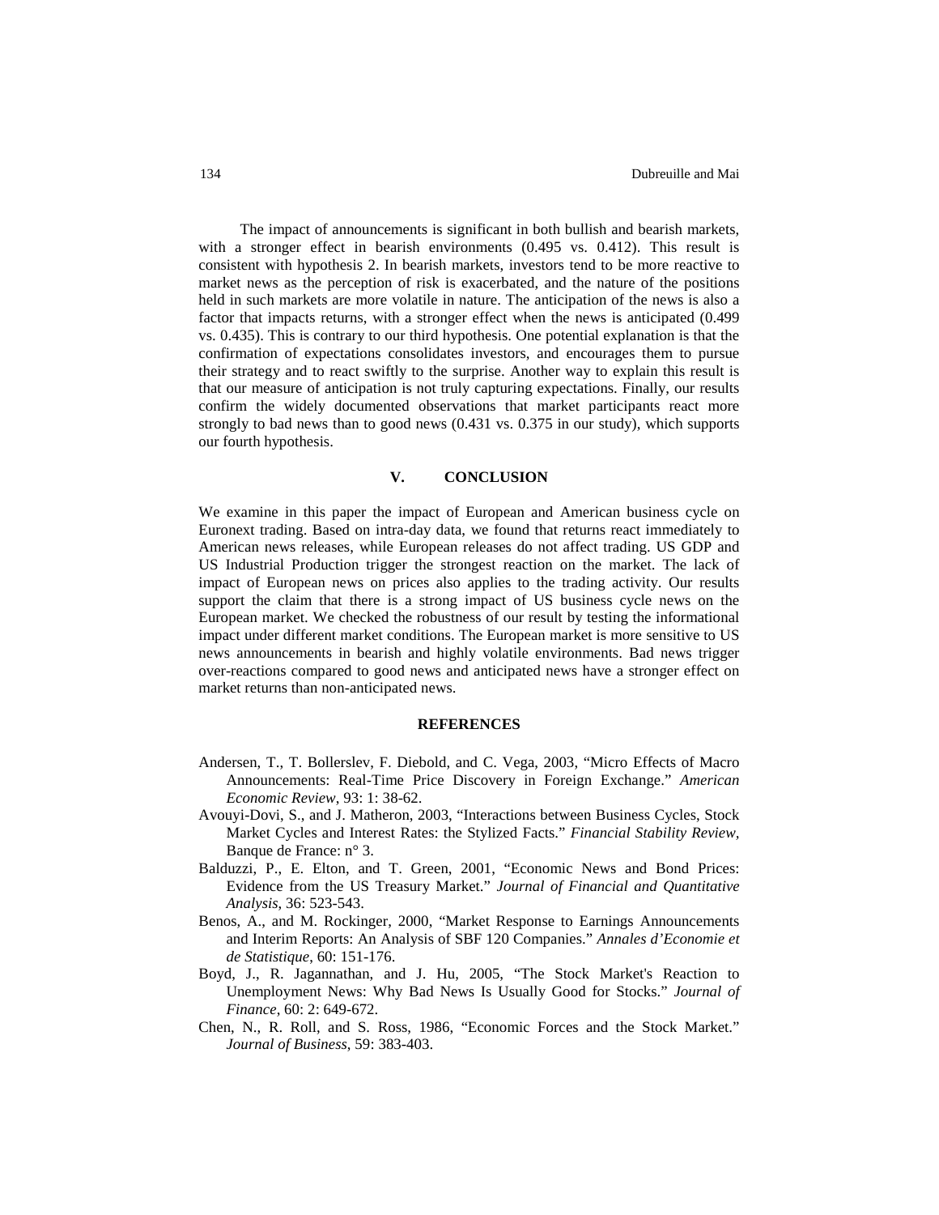The impact of announcements is significant in both bullish and bearish markets, with a stronger effect in bearish environments (0.495 vs. 0.412). This result is consistent with hypothesis 2. In bearish markets, investors tend to be more reactive to market news as the perception of risk is exacerbated, and the nature of the positions held in such markets are more volatile in nature. The anticipation of the news is also a factor that impacts returns, with a stronger effect when the news is anticipated (0.499 vs. 0.435). This is contrary to our third hypothesis. One potential explanation is that the confirmation of expectations consolidates investors, and encourages them to pursue their strategy and to react swiftly to the surprise. Another way to explain this result is that our measure of anticipation is not truly capturing expectations. Finally, our results confirm the widely documented observations that market participants react more strongly to bad news than to good news (0.431 vs. 0.375 in our study), which supports our fourth hypothesis.

## V. CONCLUSION

We examine in this paper the impact of European and American business cycle on Euronext trading. Based on intra-day data, we found that returns react immediately to American news releases, while European releases do not affect trading. US GDP and US Industrial Production trigger the strongest reaction on the market. The lack of impact of European news on prices also applies to the trading activity. Our results support the claim that there is a strong impact of US business cycle news on the European market. We checked the robustness of our result by testing the informational impact under different market conditions. The European market is more sensitive to US news announcements in bearish and highly volatile environments. Bad news trigger over-reactions compared to good news and anticipated news have a stronger effect on market returns than non-anticipated news.

## REFERENCES

Andersen, T., T. Bollerslev, F. Diebold, and C. Vega, 2003, "Micro Effects of Macro Announcements: Real-Time Price Discovery in Foreign Exchange." *American Economic Review*, 93: 1: 38-62.

Avouyi-Dovi, S., and J. Matheron, 2003, "Interactions between Business Cycles, Stock Market Cycles and Interest Rates: the Stylized Facts." *Financial Stability Review*, Banque de France: n° 3.

Balduzzi, P., E. Elton, and T. Green, 2001, "Economic News and Bond Prices: Evidence from the US Treasury Market." *Journal of Financial and Quantitative Analysis*, 36: 523-543.

Benos, A., and M. Rockinger, 2000, "Market Response to Earnings Announcements and Interim Reports: An Analysis of SBF 120 Companies." *Annales d'Economie et de Statistique*, 60: 151-176.

Boyd, J., R. Jagannathan, and J. Hu, 2005, "The Stock Market's Reaction to Unemployment News: Why Bad News Is Usually Good for Stocks." *Journal of Finance*, 60: 2: 649-672.

Chen, N., R. Roll, and S. Ross, 1986, "Economic Forces and the Stock Market." *Journal of Business*, 59: 383-403.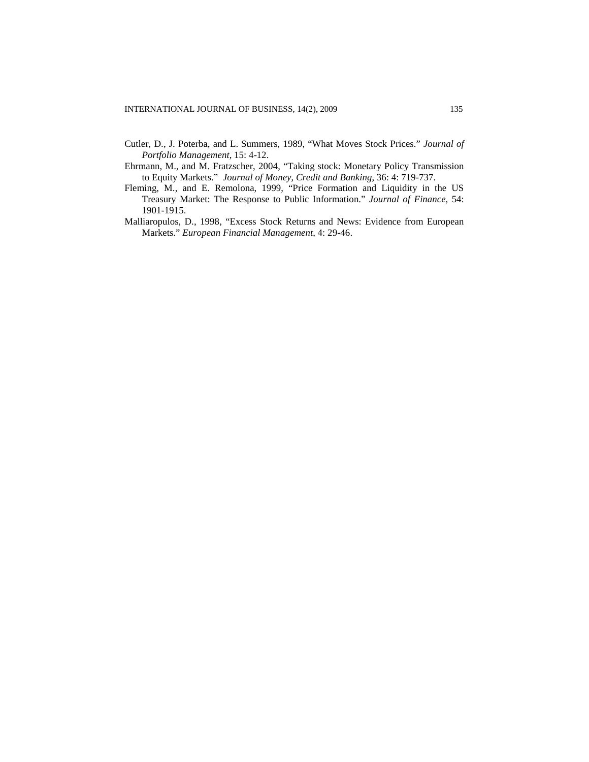Cutler, D., J. Poterba, and L. Summers, 1989, "What Moves Stock Prices." *Journal of Portfolio Management*, 15: 4-12.

Ehrmann, M., and M. Fratzscher, 2004, "Taking stock: Monetary Policy Transmission to Equity Markets." *Journal of Money, Credit and Banking*, 36: 4: 719-737.

Fleming, M., and E. Remolona, 1999, "Price Formation and Liquidity in the US Treasury Market: The Response to Public Information." *Journal of Finance,* 54: 1901-1915.

Malliaropulos, D., 1998, "Excess Stock Returns and News: Evidence from European Markets." *European Financial Management*, 4: 29-46.